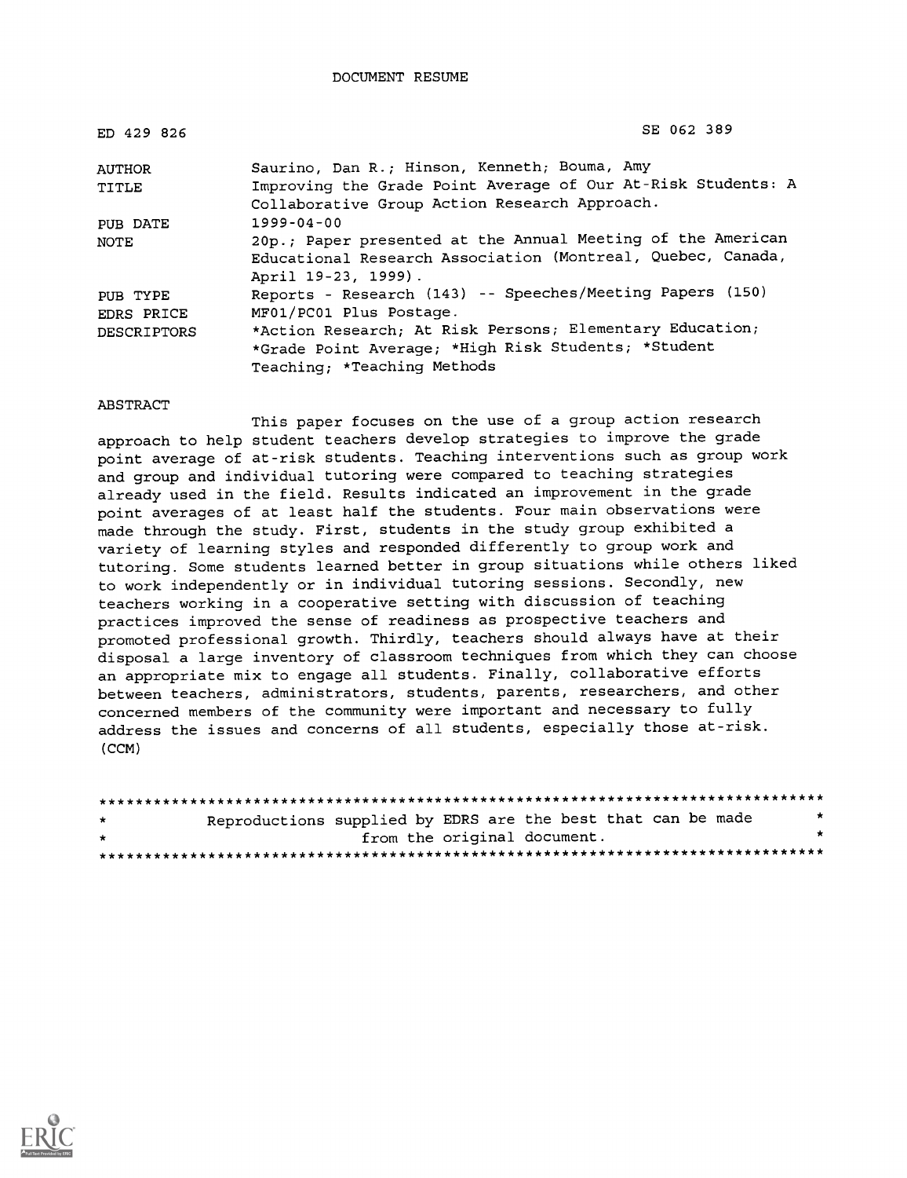DOCUMENT RESUME

| | |
|---|---|
| ED 429 826 | SE 062 389 |
| AUTHOR | Saurino, Dan R.; Hinson, Kenneth; Bouma, Amy |
| TITLE | Improving the Grade Point Average of Our At-Risk Students: A Collaborative Group Action Research Approach. |
| PUB DATE | 1999-04-00 |
| NOTE | 20p.; Paper presented at the Annual Meeting of the American Educational Research Association (Montreal, Quebec, Canada, April 19-23, 1999). |
| PUB TYPE | Reports - Research (143) -- Speeches/Meeting Papers (150) |
| EDRS PRICE | MF01/PC01 Plus Postage. |
| DESCRIPTORS | *Action Research; At Risk Persons; Elementary Education; *Grade Point Average; *High Risk Students; *Student Teaching; *Teaching Methods |

ABSTRACT

This paper focuses on the use of a group action research approach to help student teachers develop strategies to improve the grade point average of at-risk students. Teaching interventions such as group work and group and individual tutoring were compared to teaching strategies already used in the field. Results indicated an improvement in the grade point averages of at least half the students. Four main observations were made through the study. First, students in the study group exhibited a variety of learning styles and responded differently to group work and tutoring. Some students learned better in group situations while others liked to work independently or in individual tutoring sessions. Secondly, new teachers working in a cooperative setting with discussion of teaching practices improved the sense of readiness as prospective teachers and promoted professional growth. Thirdly, teachers should always have at their disposal a large inventory of classroom techniques from which they can choose an appropriate mix to engage all students. Finally, collaborative efforts between teachers, administrators, students, parents, researchers, and other concerned members of the community were important and necessary to fully address the issues and concerns of all students, especially those at-risk. (CCM)

********************************************************************************
* Reproductions supplied by EDRS are the best that can be made *
* from the original document. *
********************************************************************************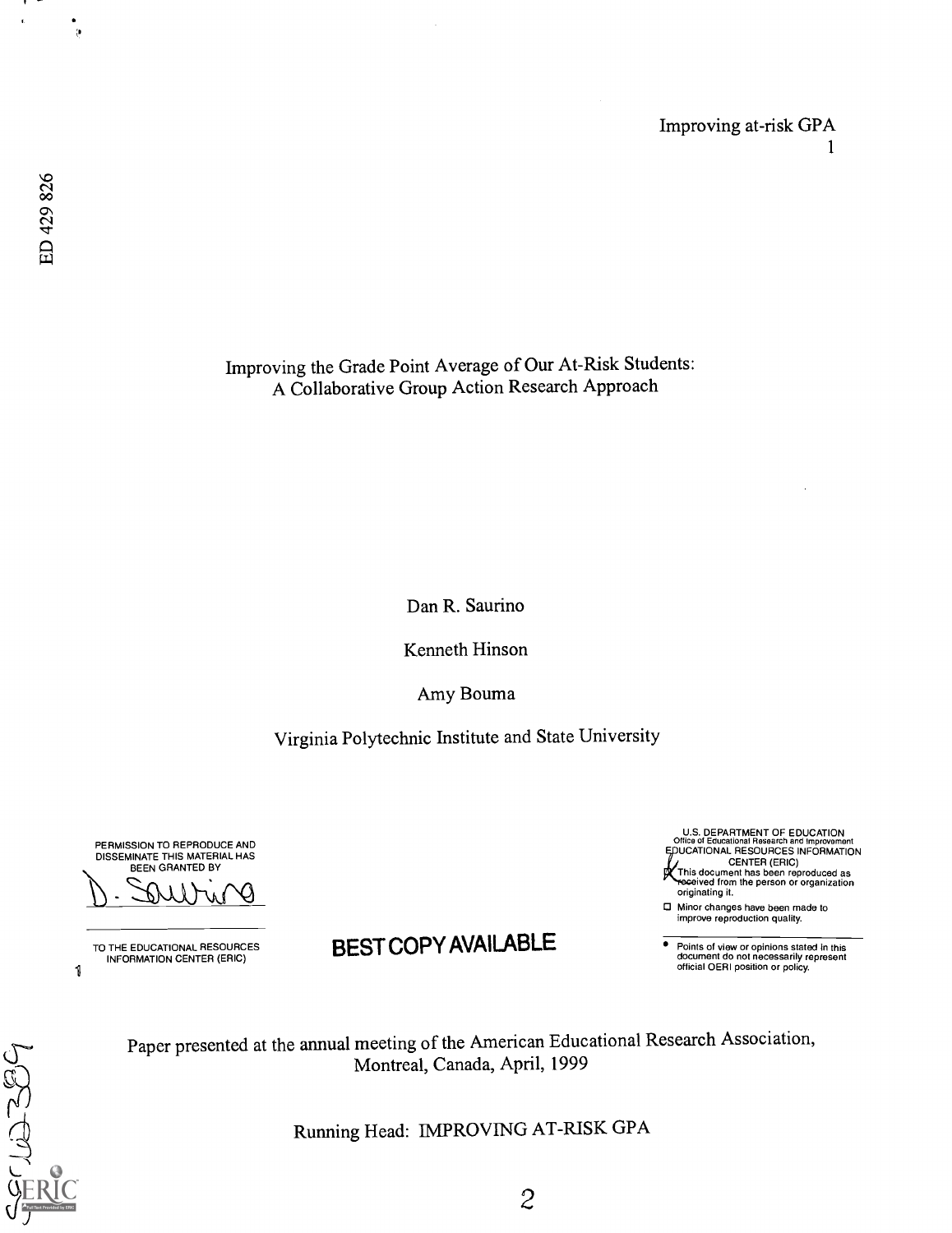ED 429 826

# Improving the Grade Point Average of Our At-Risk Students: A Collaborative Group Action Research Approach

Dan R. Saurino

Kenneth Hinson

Amy Bouma

Virginia Polytechnic Institute and State University

PERMISSION TO REPRODUCE AND DISSEMINATE THIS MATERIAL HAS BEEN GRANTED BY

D. Saurino

TO THE EDUCATIONAL RESOURCES INFORMATION CENTER (ERIC)

BEST COPY AVAILABLE

U.S. DEPARTMENT OF EDUCATION
Office of Educational Research and Improvement
EDUCATIONAL RESOURCES INFORMATION CENTER (ERIC)

- [x] This document has been reproduced as received from the person or organization originating it.
- [ ] Minor changes have been made to improve reproduction quality.

- Points of view or opinions stated in this document do not necessarily represent official OERI position or policy.

Paper presented at the annual meeting of the American Educational Research Association, Montreal, Canada, April, 1999

Running Head: IMPROVING AT-RISK GPA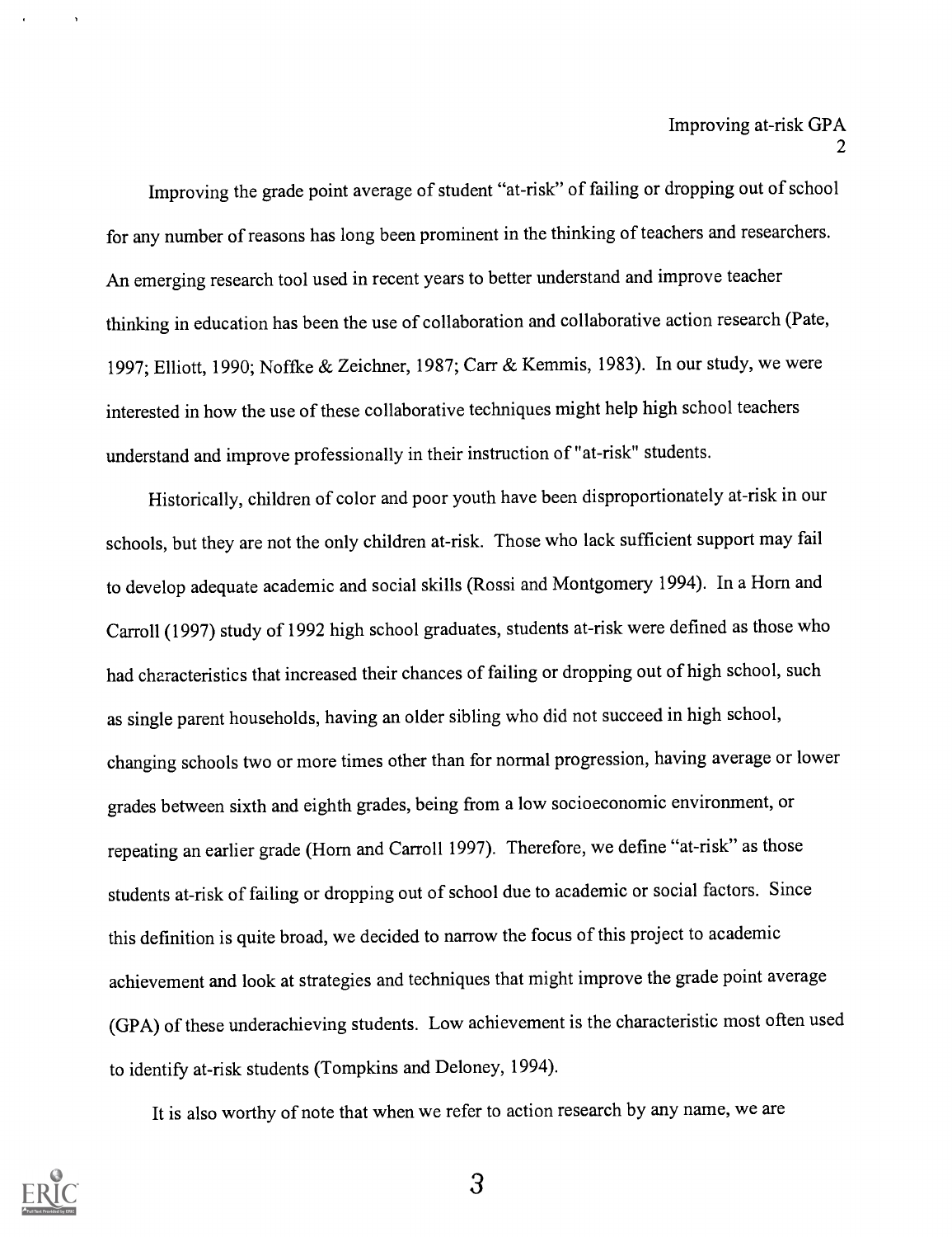Improving the grade point average of student "at-risk" of failing or dropping out of school for any number of reasons has long been prominent in the thinking of teachers and researchers. An emerging research tool used in recent years to better understand and improve teacher thinking in education has been the use of collaboration and collaborative action research (Pate, 1997; Elliott, 1990; Noffke & Zeichner, 1987; Carr & Kemmis, 1983). In our study, we were interested in how the use of these collaborative techniques might help high school teachers understand and improve professionally in their instruction of "at-risk" students.

Historically, children of color and poor youth have been disproportionately at-risk in our schools, but they are not the only children at-risk. Those who lack sufficient support may fail to develop adequate academic and social skills (Rossi and Montgomery 1994). In a Horn and Carroll (1997) study of 1992 high school graduates, students at-risk were defined as those who had characteristics that increased their chances of failing or dropping out of high school, such as single parent households, having an older sibling who did not succeed in high school, changing schools two or more times other than for normal progression, having average or lower grades between sixth and eighth grades, being from a low socioeconomic environment, or repeating an earlier grade (Horn and Carroll 1997). Therefore, we define "at-risk" as those students at-risk of failing or dropping out of school due to academic or social factors. Since this definition is quite broad, we decided to narrow the focus of this project to academic achievement and look at strategies and techniques that might improve the grade point average (GPA) of these underachieving students. Low achievement is the characteristic most often used to identify at-risk students (Tompkins and Deloney, 1994).

It is also worthy of note that when we refer to action research by any name, we are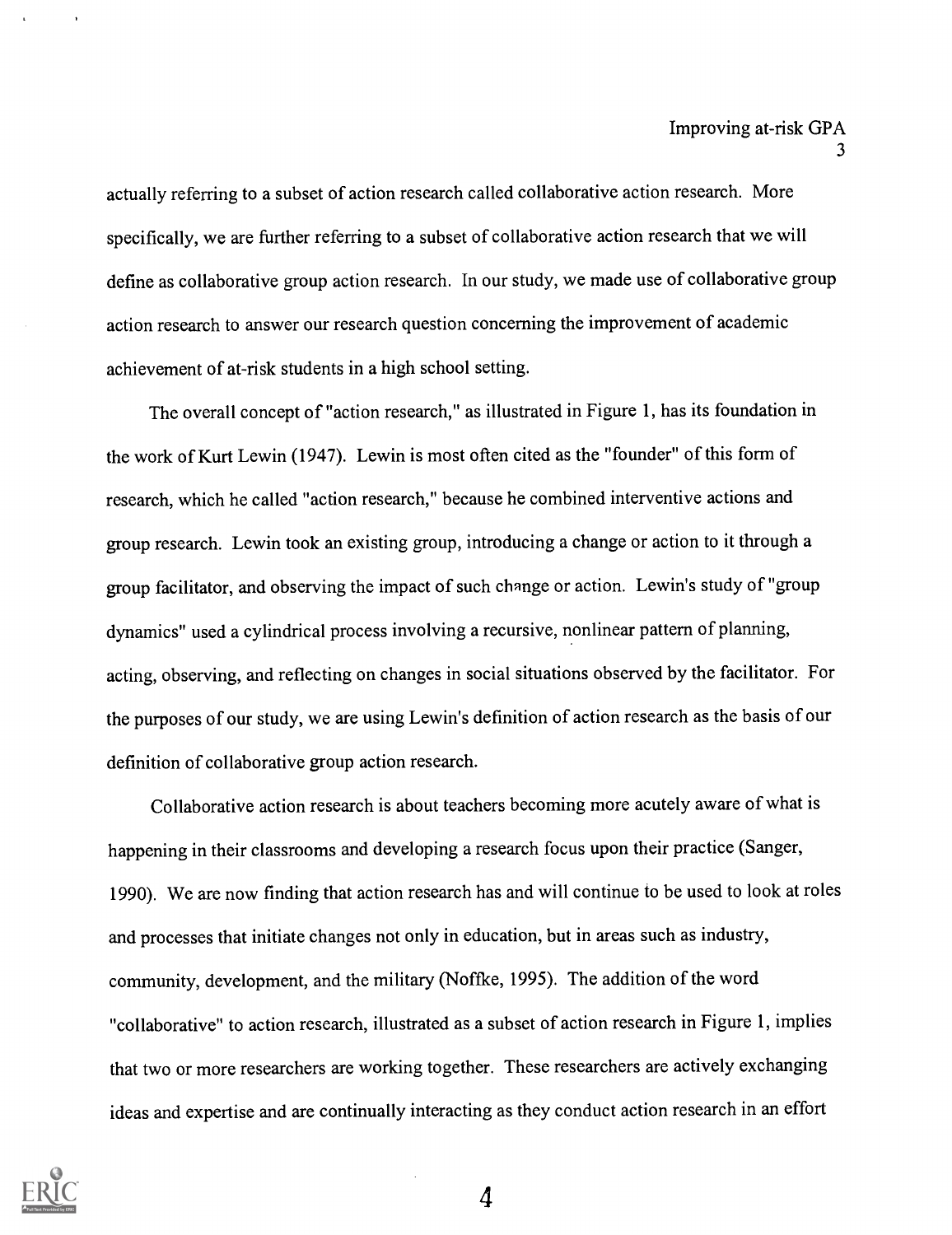actually referring to a subset of action research called collaborative action research. More specifically, we are further referring to a subset of collaborative action research that we will define as collaborative group action research. In our study, we made use of collaborative group action research to answer our research question concerning the improvement of academic achievement of at-risk students in a high school setting.

The overall concept of "action research," as illustrated in Figure 1, has its foundation in the work of Kurt Lewin (1947). Lewin is most often cited as the "founder" of this form of research, which he called "action research," because he combined interventive actions and group research. Lewin took an existing group, introducing a change or action to it through a group facilitator, and observing the impact of such change or action. Lewin's study of "group dynamics" used a cylindrical process involving a recursive, nonlinear pattern of planning, acting, observing, and reflecting on changes in social situations observed by the facilitator. For the purposes of our study, we are using Lewin's definition of action research as the basis of our definition of collaborative group action research.

Collaborative action research is about teachers becoming more acutely aware of what is happening in their classrooms and developing a research focus upon their practice (Sanger, 1990). We are now finding that action research has and will continue to be used to look at roles and processes that initiate changes not only in education, but in areas such as industry, community, development, and the military (Noffke, 1995). The addition of the word "collaborative" to action research, illustrated as a subset of action research in Figure 1, implies that two or more researchers are working together. These researchers are actively exchanging ideas and expertise and are continually interacting as they conduct action research in an effort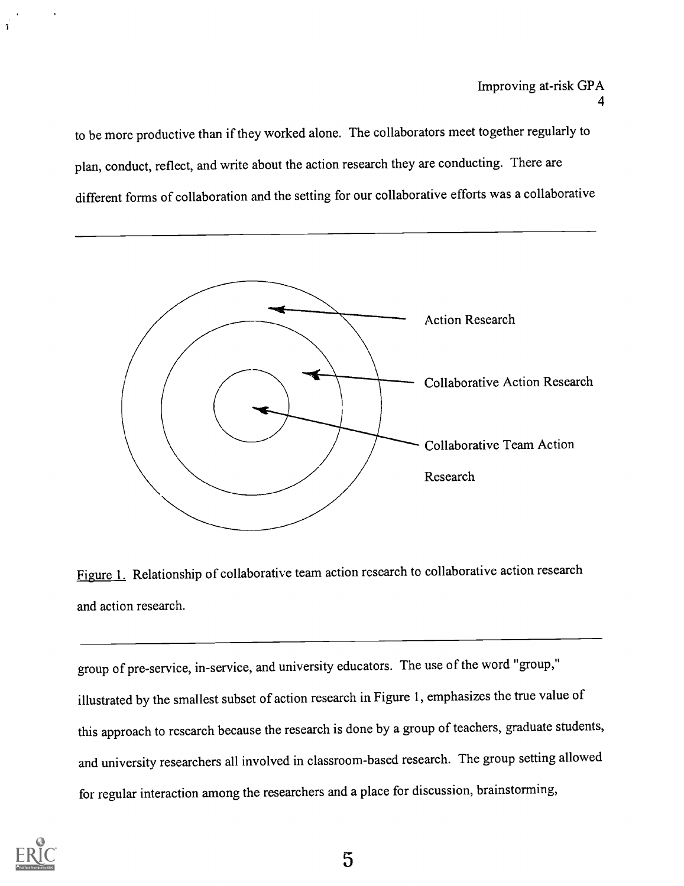to be more productive than if they worked alone. The collaborators meet together regularly to plan, conduct, reflect, and write about the action research they are conducting. There are different forms of collaboration and the setting for our collaborative efforts was a collaborative

Action Research

Collaborative Action Research

Collaborative Team Action Research

Figure 1. Relationship of collaborative team action research to collaborative action research and action research.

group of pre-service, in-service, and university educators. The use of the word "group," illustrated by the smallest subset of action research in Figure 1, emphasizes the true value of this approach to research because the research is done by a group of teachers, graduate students, and university researchers all involved in classroom-based research. The group setting allowed for regular interaction among the researchers and a place for discussion, brainstorming,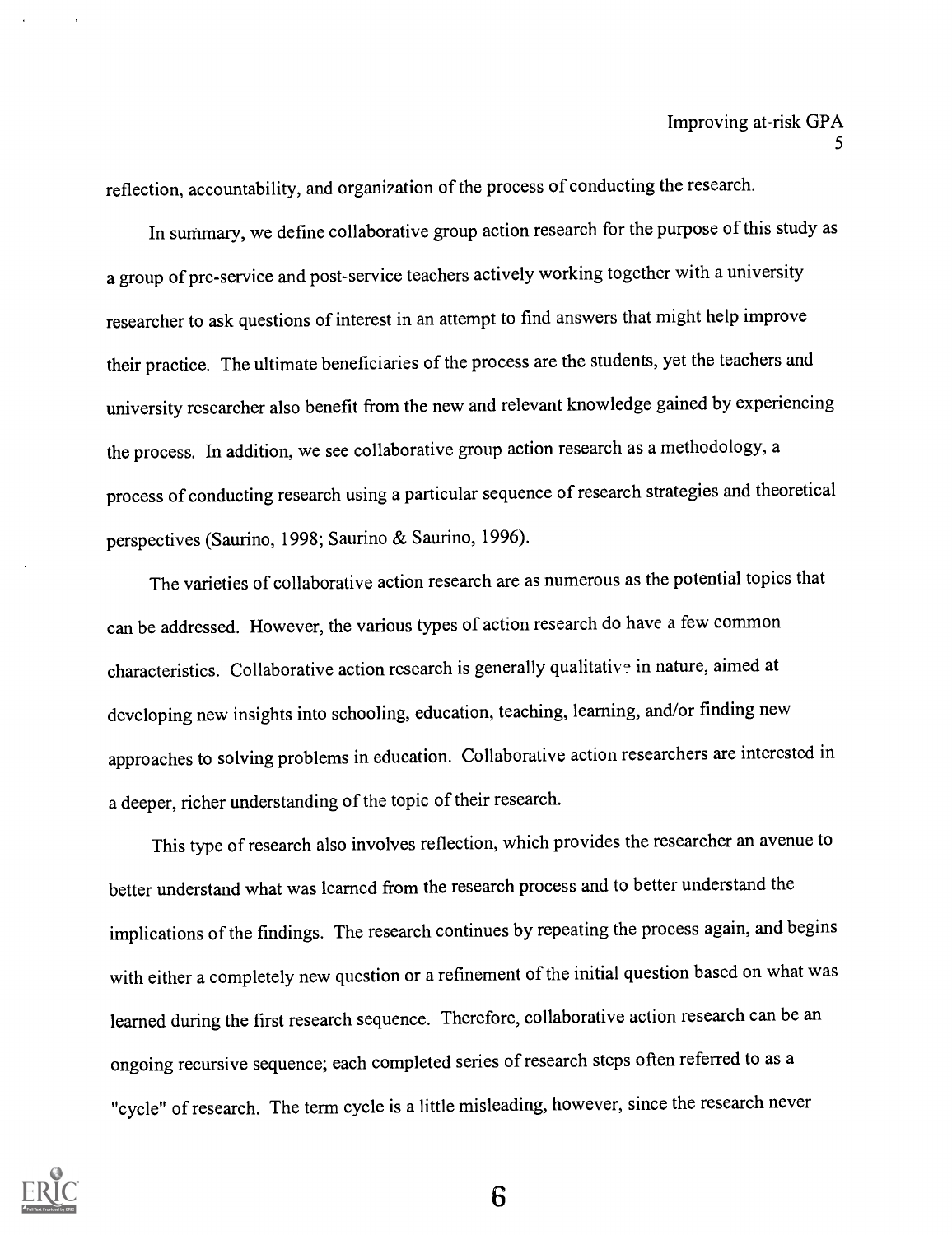reflection, accountability, and organization of the process of conducting the research.

In summary, we define collaborative group action research for the purpose of this study as a group of pre-service and post-service teachers actively working together with a university researcher to ask questions of interest in an attempt to find answers that might help improve their practice. The ultimate beneficiaries of the process are the students, yet the teachers and university researcher also benefit from the new and relevant knowledge gained by experiencing the process. In addition, we see collaborative group action research as a methodology, a process of conducting research using a particular sequence of research strategies and theoretical perspectives (Saurino, 1998; Saurino & Saurino, 1996).

The varieties of collaborative action research are as numerous as the potential topics that can be addressed. However, the various types of action research do have a few common characteristics. Collaborative action research is generally qualitative in nature, aimed at developing new insights into schooling, education, teaching, learning, and/or finding new approaches to solving problems in education. Collaborative action researchers are interested in a deeper, richer understanding of the topic of their research.

This type of research also involves reflection, which provides the researcher an avenue to better understand what was learned from the research process and to better understand the implications of the findings. The research continues by repeating the process again, and begins with either a completely new question or a refinement of the initial question based on what was learned during the first research sequence. Therefore, collaborative action research can be an ongoing recursive sequence; each completed series of research steps often referred to as a "cycle" of research. The term cycle is a little misleading, however, since the research never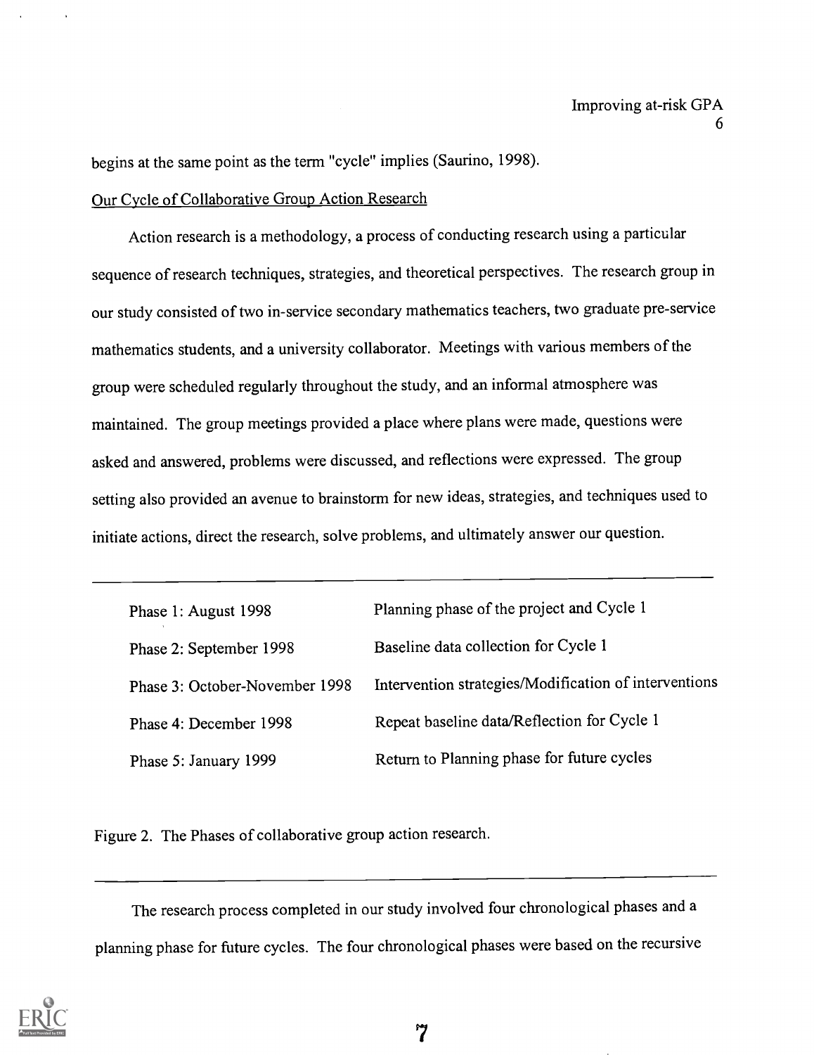begins at the same point as the term "cycle" implies (Saurino, 1998).

Our Cycle of Collaborative Group Action Research

Action research is a methodology, a process of conducting research using a particular sequence of research techniques, strategies, and theoretical perspectives. The research group in our study consisted of two in-service secondary mathematics teachers, two graduate pre-service mathematics students, and a university collaborator. Meetings with various members of the group were scheduled regularly throughout the study, and an informal atmosphere was maintained. The group meetings provided a place where plans were made, questions were asked and answered, problems were discussed, and reflections were expressed. The group setting also provided an avenue to brainstorm for new ideas, strategies, and techniques used to initiate actions, direct the research, solve problems, and ultimately answer our question.

| | |
|---|---|
| Phase 1: August 1998 | Planning phase of the project and Cycle 1 |
| Phase 2: September 1998 | Baseline data collection for Cycle 1 |
| Phase 3: October-November 1998 | Intervention strategies/Modification of interventions |
| Phase 4: December 1998 | Repeat baseline data/Reflection for Cycle 1 |
| Phase 5: January 1999 | Return to Planning phase for future cycles |

Figure 2. The Phases of collaborative group action research.

The research process completed in our study involved four chronological phases and a planning phase for future cycles. The four chronological phases were based on the recursive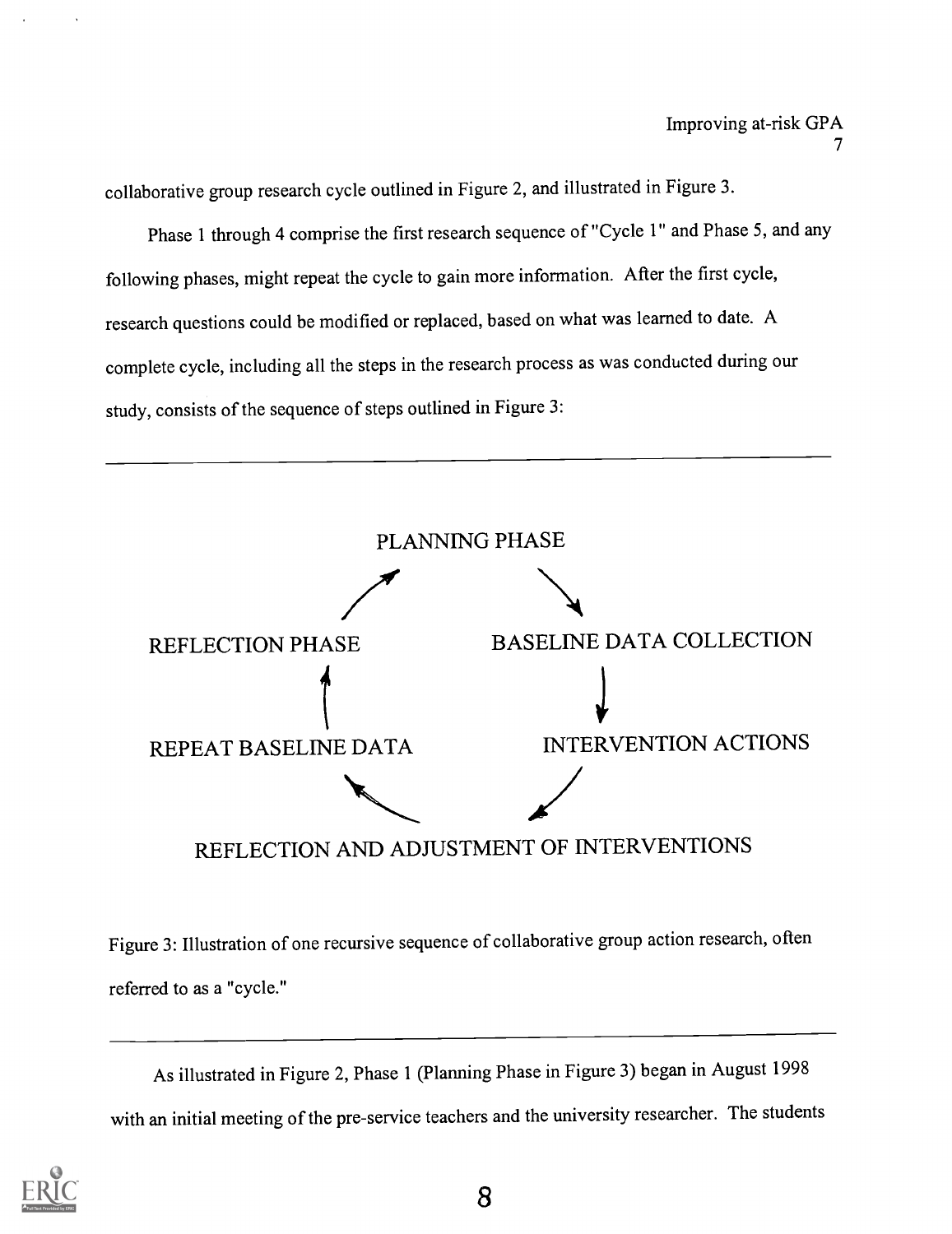collaborative group research cycle outlined in Figure 2, and illustrated in Figure 3.

Phase 1 through 4 comprise the first research sequence of "Cycle 1" and Phase 5, and any following phases, might repeat the cycle to gain more information. After the first cycle, research questions could be modified or replaced, based on what was learned to date. A complete cycle, including all the steps in the research process as was conducted during our study, consists of the sequence of steps outlined in Figure 3:

---

PLANNING PHASE

BASELINE DATA COLLECTION

INTERVENTION ACTIONS

REFLECTION AND ADJUSTMENT OF INTERVENTIONS

REPEAT BASELINE DATA

REFLECTION PHASE

Figure 3: Illustration of one recursive sequence of collaborative group action research, often referred to as a "cycle."

---

As illustrated in Figure 2, Phase 1 (Planning Phase in Figure 3) began in August 1998 with an initial meeting of the pre-service teachers and the university researcher. The students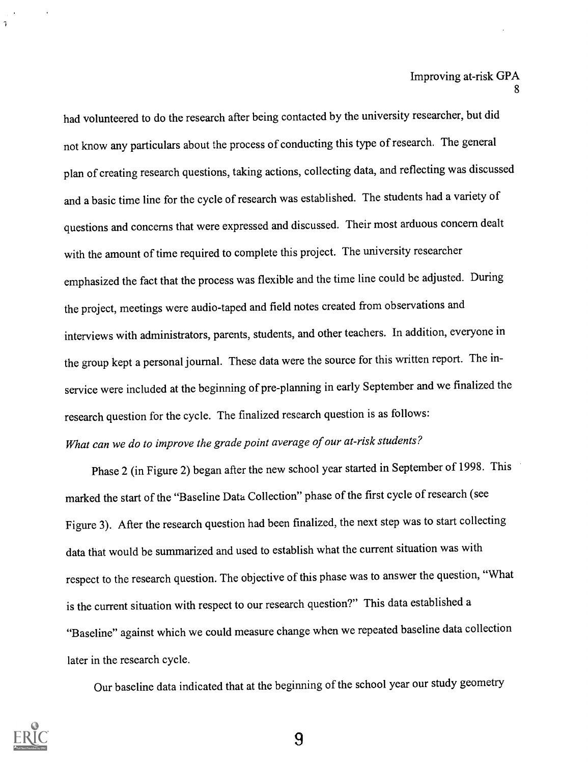had volunteered to do the research after being contacted by the university researcher, but did not know any particulars about the process of conducting this type of research. The general plan of creating research questions, taking actions, collecting data, and reflecting was discussed and a basic time line for the cycle of research was established. The students had a variety of questions and concerns that were expressed and discussed. Their most arduous concern dealt with the amount of time required to complete this project. The university researcher emphasized the fact that the process was flexible and the time line could be adjusted. During the project, meetings were audio-taped and field notes created from observations and interviews with administrators, parents, students, and other teachers. In addition, everyone in the group kept a personal journal. These data were the source for this written report. The in-service were included at the beginning of pre-planning in early September and we finalized the research question for the cycle. The finalized research question is as follows:

*What can we do to improve the grade point average of our at-risk students?*

Phase 2 (in Figure 2) began after the new school year started in September of 1998. This marked the start of the "Baseline Data Collection" phase of the first cycle of research (see Figure 3). After the research question had been finalized, the next step was to start collecting data that would be summarized and used to establish what the current situation was with respect to the research question. The objective of this phase was to answer the question, "What is the current situation with respect to our research question?" This data established a "Baseline" against which we could measure change when we repeated baseline data collection later in the research cycle.

Our baseline data indicated that at the beginning of the school year our study geometry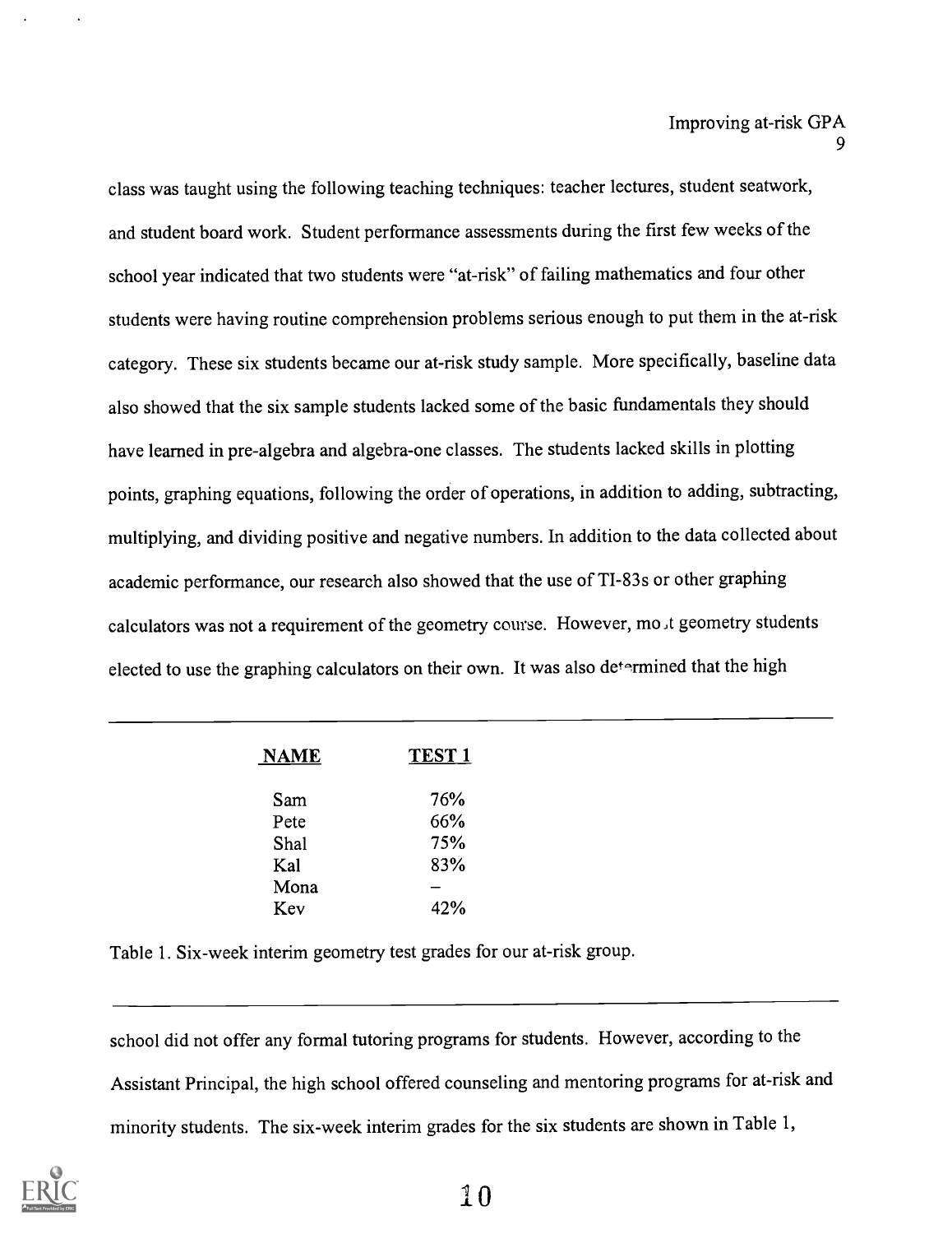class was taught using the following teaching techniques: teacher lectures, student seatwork, and student board work. Student performance assessments during the first few weeks of the school year indicated that two students were "at-risk" of failing mathematics and four other students were having routine comprehension problems serious enough to put them in the at-risk category. These six students became our at-risk study sample. More specifically, baseline data also showed that the six sample students lacked some of the basic fundamentals they should have learned in pre-algebra and algebra-one classes. The students lacked skills in plotting points, graphing equations, following the order of operations, in addition to adding, subtracting, multiplying, and dividing positive and negative numbers. In addition to the data collected about academic performance, our research also showed that the use of TI-83s or other graphing calculators was not a requirement of the geometry course. However, most geometry students elected to use the graphing calculators on their own. It was also determined that the high

| NAME | TEST 1 |
| --- | --- |
| Sam | 76% |
| Pete | 66% |
| Shal | 75% |
| Kal | 83% |
| Mona | – |
| Kev | 42% |

Table 1. Six-week interim geometry test grades for our at-risk group.

school did not offer any formal tutoring programs for students. However, according to the Assistant Principal, the high school offered counseling and mentoring programs for at-risk and minority students. The six-week interim grades for the six students are shown in Table 1,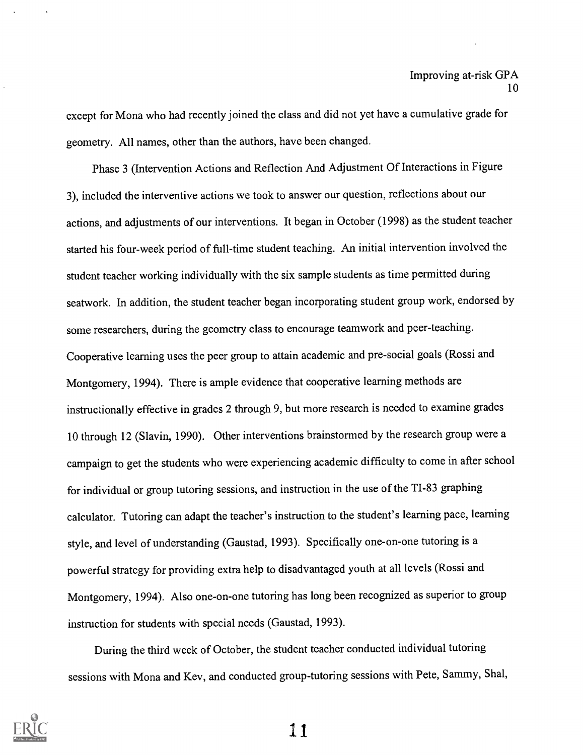except for Mona who had recently joined the class and did not yet have a cumulative grade for geometry. All names, other than the authors, have been changed.

Phase 3 (Intervention Actions and Reflection And Adjustment Of Interactions in Figure 3), included the interventive actions we took to answer our question, reflections about our actions, and adjustments of our interventions. It began in October (1998) as the student teacher started his four-week period of full-time student teaching. An initial intervention involved the student teacher working individually with the six sample students as time permitted during seatwork. In addition, the student teacher began incorporating student group work, endorsed by some researchers, during the geometry class to encourage teamwork and peer-teaching. Cooperative learning uses the peer group to attain academic and pre-social goals (Rossi and Montgomery, 1994). There is ample evidence that cooperative learning methods are instructionally effective in grades 2 through 9, but more research is needed to examine grades 10 through 12 (Slavin, 1990). Other interventions brainstormed by the research group were a campaign to get the students who were experiencing academic difficulty to come in after school for individual or group tutoring sessions, and instruction in the use of the TI-83 graphing calculator. Tutoring can adapt the teacher's instruction to the student's learning pace, learning style, and level of understanding (Gaustad, 1993). Specifically one-on-one tutoring is a powerful strategy for providing extra help to disadvantaged youth at all levels (Rossi and Montgomery, 1994). Also one-on-one tutoring has long been recognized as superior to group instruction for students with special needs (Gaustad, 1993).

During the third week of October, the student teacher conducted individual tutoring sessions with Mona and Kev, and conducted group-tutoring sessions with Pete, Sammy, Shal,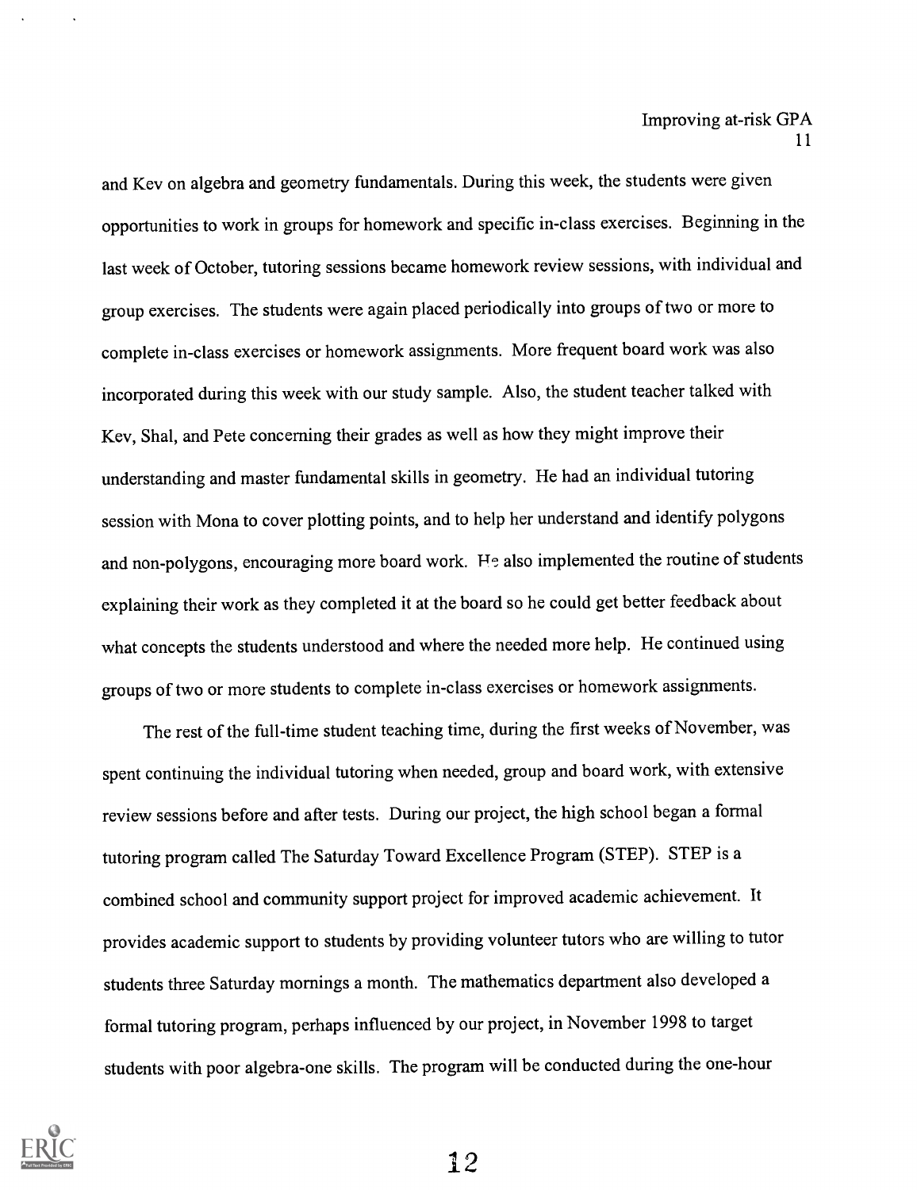and Kev on algebra and geometry fundamentals. During this week, the students were given opportunities to work in groups for homework and specific in-class exercises. Beginning in the last week of October, tutoring sessions became homework review sessions, with individual and group exercises. The students were again placed periodically into groups of two or more to complete in-class exercises or homework assignments. More frequent board work was also incorporated during this week with our study sample. Also, the student teacher talked with Kev, Shal, and Pete concerning their grades as well as how they might improve their understanding and master fundamental skills in geometry. He had an individual tutoring session with Mona to cover plotting points, and to help her understand and identify polygons and non-polygons, encouraging more board work. He also implemented the routine of students explaining their work as they completed it at the board so he could get better feedback about what concepts the students understood and where the needed more help. He continued using groups of two or more students to complete in-class exercises or homework assignments.

The rest of the full-time student teaching time, during the first weeks of November, was spent continuing the individual tutoring when needed, group and board work, with extensive review sessions before and after tests. During our project, the high school began a formal tutoring program called The Saturday Toward Excellence Program (STEP). STEP is a combined school and community support project for improved academic achievement. It provides academic support to students by providing volunteer tutors who are willing to tutor students three Saturday mornings a month. The mathematics department also developed a formal tutoring program, perhaps influenced by our project, in November 1998 to target students with poor algebra-one skills. The program will be conducted during the one-hour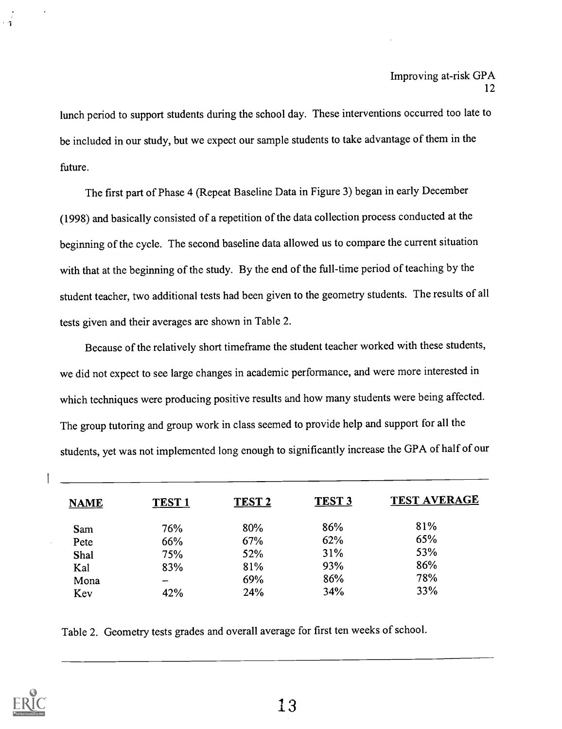lunch period to support students during the school day. These interventions occurred too late to be included in our study, but we expect our sample students to take advantage of them in the future.

The first part of Phase 4 (Repeat Baseline Data in Figure 3) began in early December (1998) and basically consisted of a repetition of the data collection process conducted at the beginning of the cycle. The second baseline data allowed us to compare the current situation with that at the beginning of the study. By the end of the full-time period of teaching by the student teacher, two additional tests had been given to the geometry students. The results of all tests given and their averages are shown in Table 2.

Because of the relatively short timeframe the student teacher worked with these students, we did not expect to see large changes in academic performance, and were more interested in which techniques were producing positive results and how many students were being affected. The group tutoring and group work in class seemed to provide help and support for all the students, yet was not implemented long enough to significantly increase the GPA of half of our

| NAME | TEST 1 | TEST 2 | TEST 3 | TEST AVERAGE |
|---|---|---|---|---|
| Sam | 76% | 80% | 86% | 81% |
| Pete | 66% | 67% | 62% | 65% |
| Shal | 75% | 52% | 31% | 53% |
| Kal | 83% | 81% | 93% | 86% |
| Mona | – | 69% | 86% | 78% |
| Kev | 42% | 24% | 34% | 33% |

Table 2. Geometry tests grades and overall average for first ten weeks of school.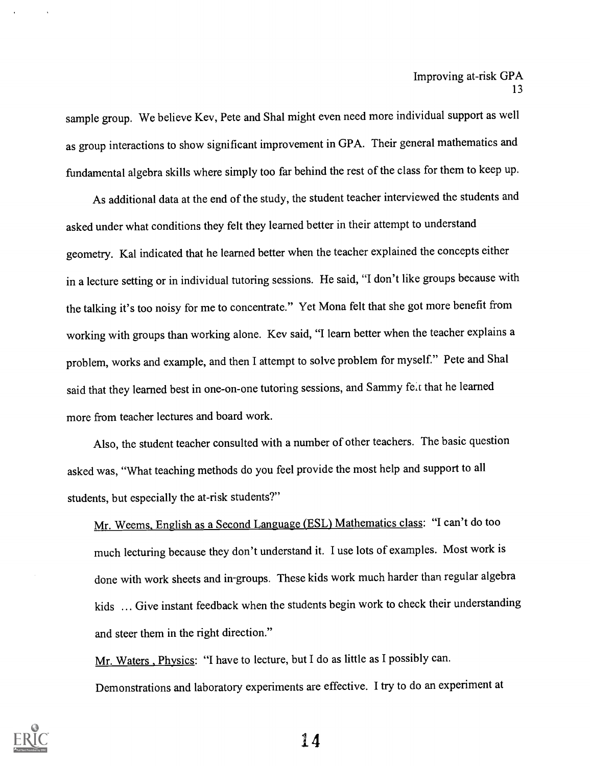sample group. We believe Kev, Pete and Shal might even need more individual support as well as group interactions to show significant improvement in GPA. Their general mathematics and fundamental algebra skills where simply too far behind the rest of the class for them to keep up.

As additional data at the end of the study, the student teacher interviewed the students and asked under what conditions they felt they learned better in their attempt to understand geometry. Kal indicated that he learned better when the teacher explained the concepts either in a lecture setting or in individual tutoring sessions. He said, "I don't like groups because with the talking it's too noisy for me to concentrate." Yet Mona felt that she got more benefit from working with groups than working alone. Kev said, "I learn better when the teacher explains a problem, works and example, and then I attempt to solve problem for myself." Pete and Shal said that they learned best in one-on-one tutoring sessions, and Sammy felt that he learned more from teacher lectures and board work.

Also, the student teacher consulted with a number of other teachers. The basic question asked was, "What teaching methods do you feel provide the most help and support to all students, but especially the at-risk students?"

Mr. Weems, English as a Second Language (ESL) Mathematics class: "I can't do too much lecturing because they don't understand it. I use lots of examples. Most work is done with work sheets and in-groups. These kids work much harder than regular algebra kids … Give instant feedback when the students begin work to check their understanding and steer them in the right direction."

Mr. Waters , Physics: "I have to lecture, but I do as little as I possibly can. Demonstrations and laboratory experiments are effective. I try to do an experiment at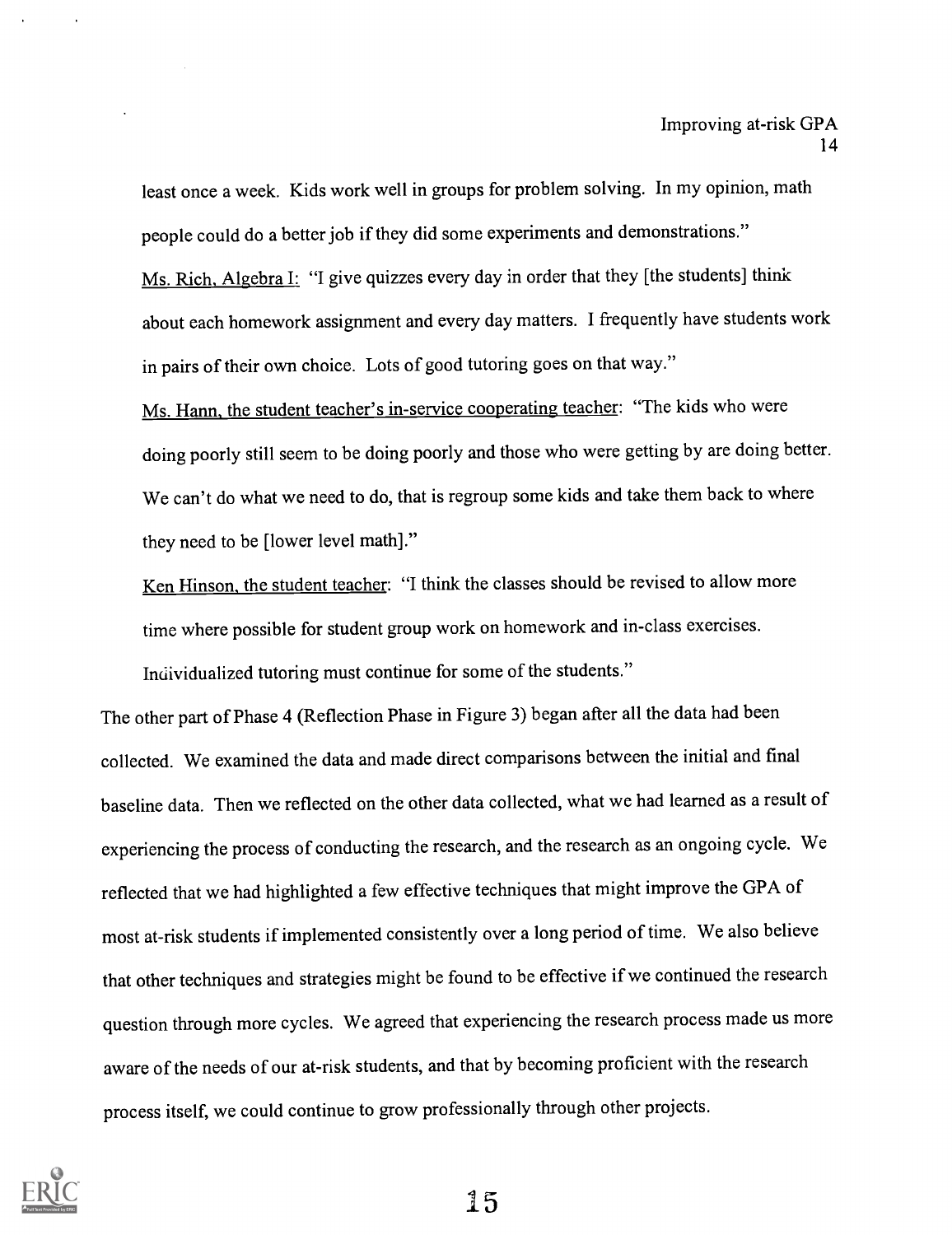least once a week. Kids work well in groups for problem solving. In my opinion, math people could do a better job if they did some experiments and demonstrations."

Ms. Rich, Algebra I: "I give quizzes every day in order that they [the students] think about each homework assignment and every day matters. I frequently have students work in pairs of their own choice. Lots of good tutoring goes on that way."

Ms. Hann, the student teacher's in-service cooperating teacher: "The kids who were doing poorly still seem to be doing poorly and those who were getting by are doing better. We can't do what we need to do, that is regroup some kids and take them back to where they need to be [lower level math]."

Ken Hinson, the student teacher: "I think the classes should be revised to allow more time where possible for student group work on homework and in-class exercises. Individualized tutoring must continue for some of the students."

The other part of Phase 4 (Reflection Phase in Figure 3) began after all the data had been collected. We examined the data and made direct comparisons between the initial and final baseline data. Then we reflected on the other data collected, what we had learned as a result of experiencing the process of conducting the research, and the research as an ongoing cycle. We reflected that we had highlighted a few effective techniques that might improve the GPA of most at-risk students if implemented consistently over a long period of time. We also believe that other techniques and strategies might be found to be effective if we continued the research question through more cycles. We agreed that experiencing the research process made us more aware of the needs of our at-risk students, and that by becoming proficient with the research process itself, we could continue to grow professionally through other projects.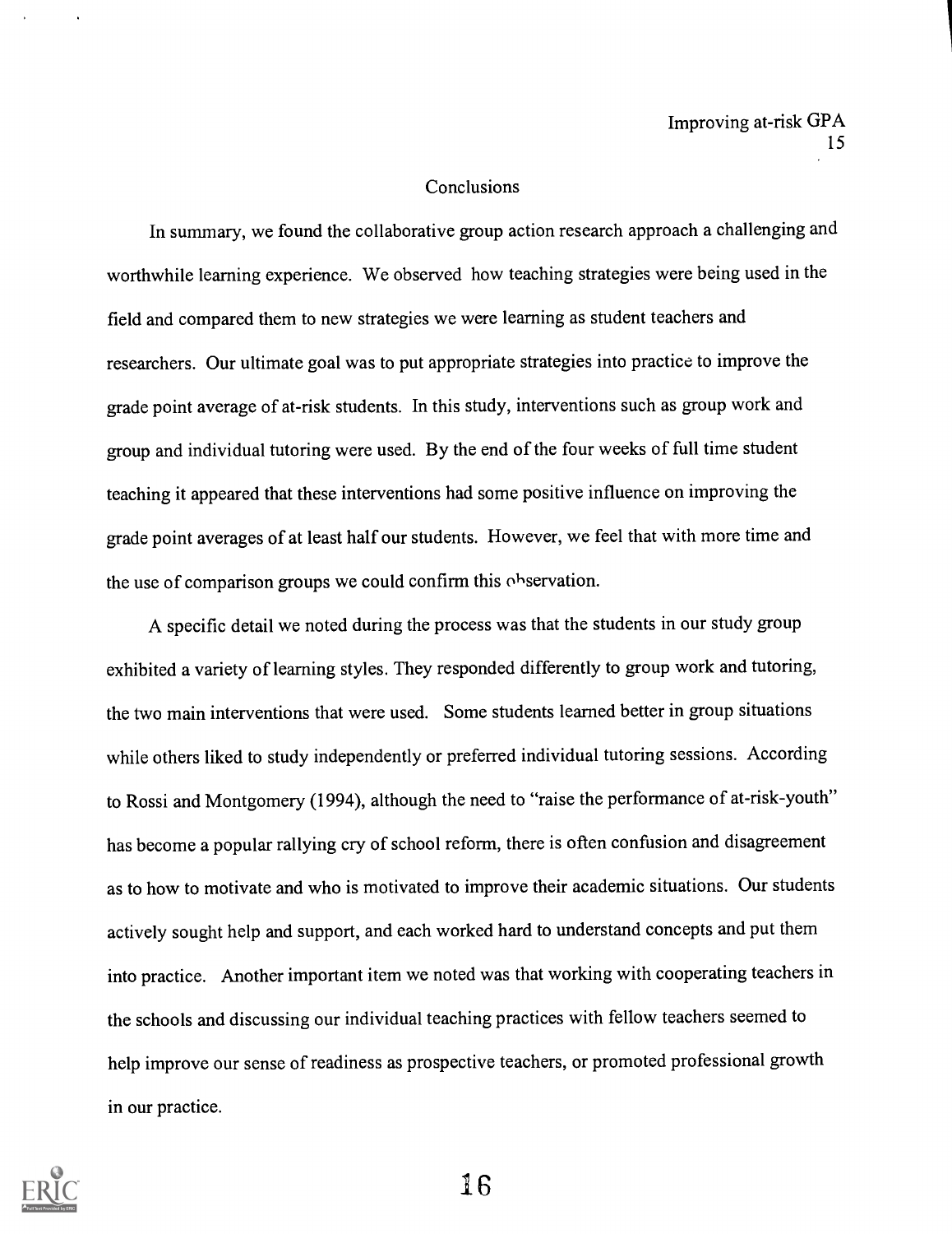## Conclusions

In summary, we found the collaborative group action research approach a challenging and worthwhile learning experience. We observed how teaching strategies were being used in the field and compared them to new strategies we were learning as student teachers and researchers. Our ultimate goal was to put appropriate strategies into practice to improve the grade point average of at-risk students. In this study, interventions such as group work and group and individual tutoring were used. By the end of the four weeks of full time student teaching it appeared that these interventions had some positive influence on improving the grade point averages of at least half our students. However, we feel that with more time and the use of comparison groups we could confirm this observation.

A specific detail we noted during the process was that the students in our study group exhibited a variety of learning styles. They responded differently to group work and tutoring, the two main interventions that were used. Some students learned better in group situations while others liked to study independently or preferred individual tutoring sessions. According to Rossi and Montgomery (1994), although the need to "raise the performance of at-risk-youth" has become a popular rallying cry of school reform, there is often confusion and disagreement as to how to motivate and who is motivated to improve their academic situations. Our students actively sought help and support, and each worked hard to understand concepts and put them into practice. Another important item we noted was that working with cooperating teachers in the schools and discussing our individual teaching practices with fellow teachers seemed to help improve our sense of readiness as prospective teachers, or promoted professional growth in our practice.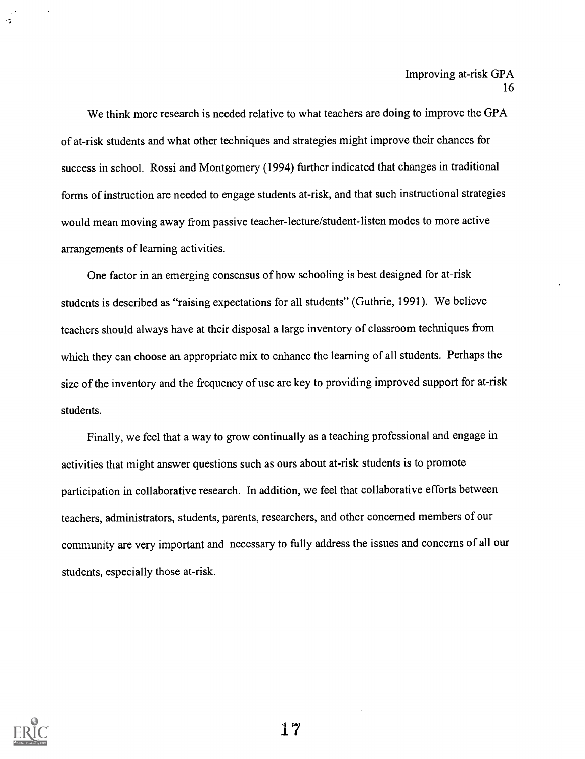We think more research is needed relative to what teachers are doing to improve the GPA of at-risk students and what other techniques and strategies might improve their chances for success in school. Rossi and Montgomery (1994) further indicated that changes in traditional forms of instruction are needed to engage students at-risk, and that such instructional strategies would mean moving away from passive teacher-lecture/student-listen modes to more active arrangements of learning activities.

One factor in an emerging consensus of how schooling is best designed for at-risk students is described as "raising expectations for all students" (Guthrie, 1991). We believe teachers should always have at their disposal a large inventory of classroom techniques from which they can choose an appropriate mix to enhance the learning of all students. Perhaps the size of the inventory and the frequency of use are key to providing improved support for at-risk students.

Finally, we feel that a way to grow continually as a teaching professional and engage in activities that might answer questions such as ours about at-risk students is to promote participation in collaborative research. In addition, we feel that collaborative efforts between teachers, administrators, students, parents, researchers, and other concerned members of our community are very important and necessary to fully address the issues and concerns of all our students, especially those at-risk.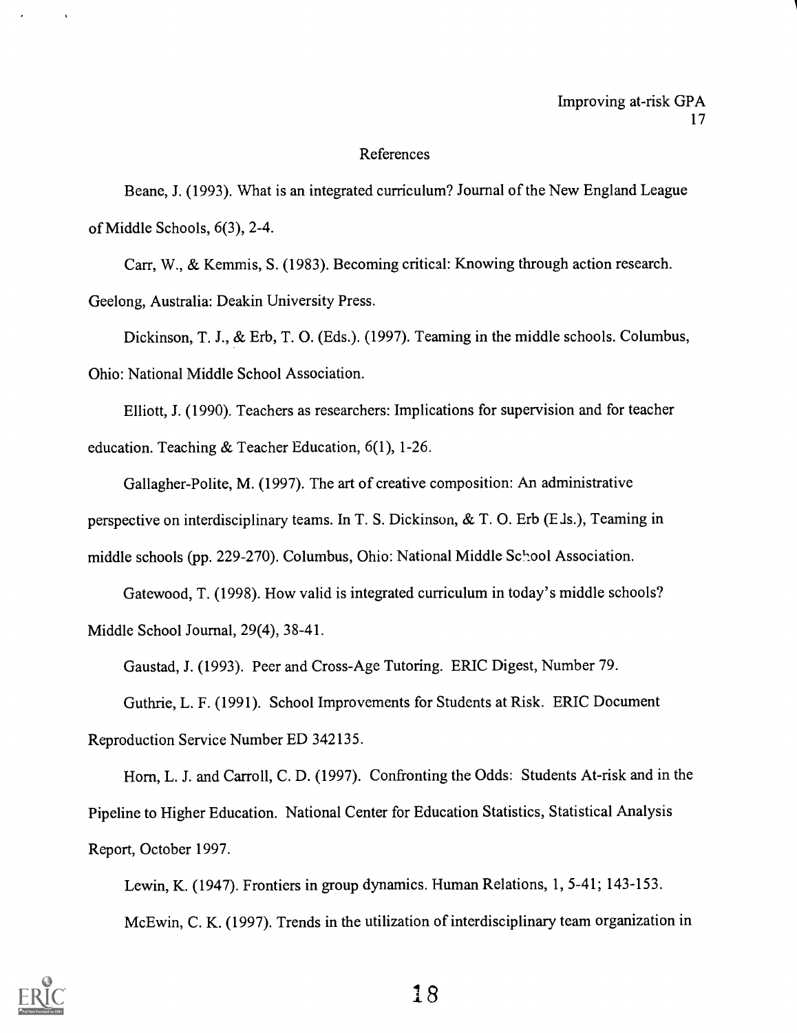## References

Beane, J. (1993). What is an integrated curriculum? Journal of the New England League of Middle Schools, 6(3), 2-4.

Carr, W., & Kemmis, S. (1983). Becoming critical: Knowing through action research. Geelong, Australia: Deakin University Press.

Dickinson, T. J., & Erb, T. O. (Eds.). (1997). Teaming in the middle schools. Columbus, Ohio: National Middle School Association.

Elliott, J. (1990). Teachers as researchers: Implications for supervision and for teacher education. Teaching & Teacher Education, 6(1), 1-26.

Gallagher-Polite, M. (1997). The art of creative composition: An administrative perspective on interdisciplinary teams. In T. S. Dickinson, & T. O. Erb (Eds.), Teaming in middle schools (pp. 229-270). Columbus, Ohio: National Middle School Association.

Gatewood, T. (1998). How valid is integrated curriculum in today's middle schools? Middle School Journal, 29(4), 38-41.

Gaustad, J. (1993). Peer and Cross-Age Tutoring. ERIC Digest, Number 79.

Guthrie, L. F. (1991). School Improvements for Students at Risk. ERIC Document Reproduction Service Number ED 342135.

Horn, L. J. and Carroll, C. D. (1997). Confronting the Odds: Students At-risk and in the Pipeline to Higher Education. National Center for Education Statistics, Statistical Analysis Report, October 1997.

Lewin, K. (1947). Frontiers in group dynamics. Human Relations, 1, 5-41; 143-153.

McEwin, C. K. (1997). Trends in the utilization of interdisciplinary team organization in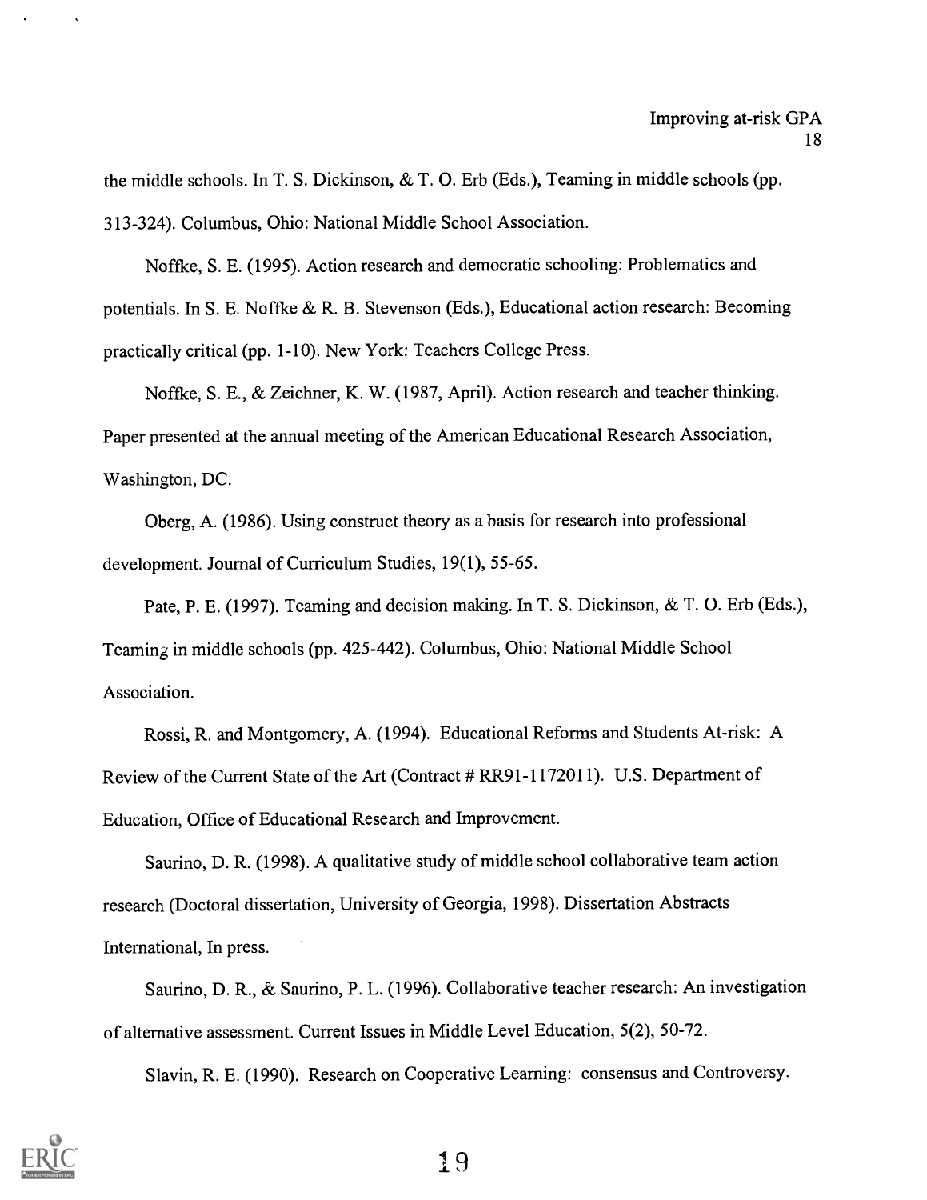the middle schools. In T. S. Dickinson, & T. O. Erb (Eds.), Teaming in middle schools (pp. 313-324). Columbus, Ohio: National Middle School Association.

Noffke, S. E. (1995). Action research and democratic schooling: Problematics and potentials. In S. E. Noffke & R. B. Stevenson (Eds.), Educational action research: Becoming practically critical (pp. 1-10). New York: Teachers College Press.

Noffke, S. E., & Zeichner, K. W. (1987, April). Action research and teacher thinking. Paper presented at the annual meeting of the American Educational Research Association, Washington, DC.

Oberg, A. (1986). Using construct theory as a basis for research into professional development. Journal of Curriculum Studies, 19(1), 55-65.

Pate, P. E. (1997). Teaming and decision making. In T. S. Dickinson, & T. O. Erb (Eds.), Teaming in middle schools (pp. 425-442). Columbus, Ohio: National Middle School Association.

Rossi, R. and Montgomery, A. (1994). Educational Reforms and Students At-risk: A Review of the Current State of the Art (Contract # RR91-1172011). U.S. Department of Education, Office of Educational Research and Improvement.

Saurino, D. R. (1998). A qualitative study of middle school collaborative team action research (Doctoral dissertation, University of Georgia, 1998). Dissertation Abstracts International, In press.

Saurino, D. R., & Saurino, P. L. (1996). Collaborative teacher research: An investigation of alternative assessment. Current Issues in Middle Level Education, 5(2), 50-72.

Slavin, R. E. (1990). Research on Cooperative Learning: consensus and Controversy.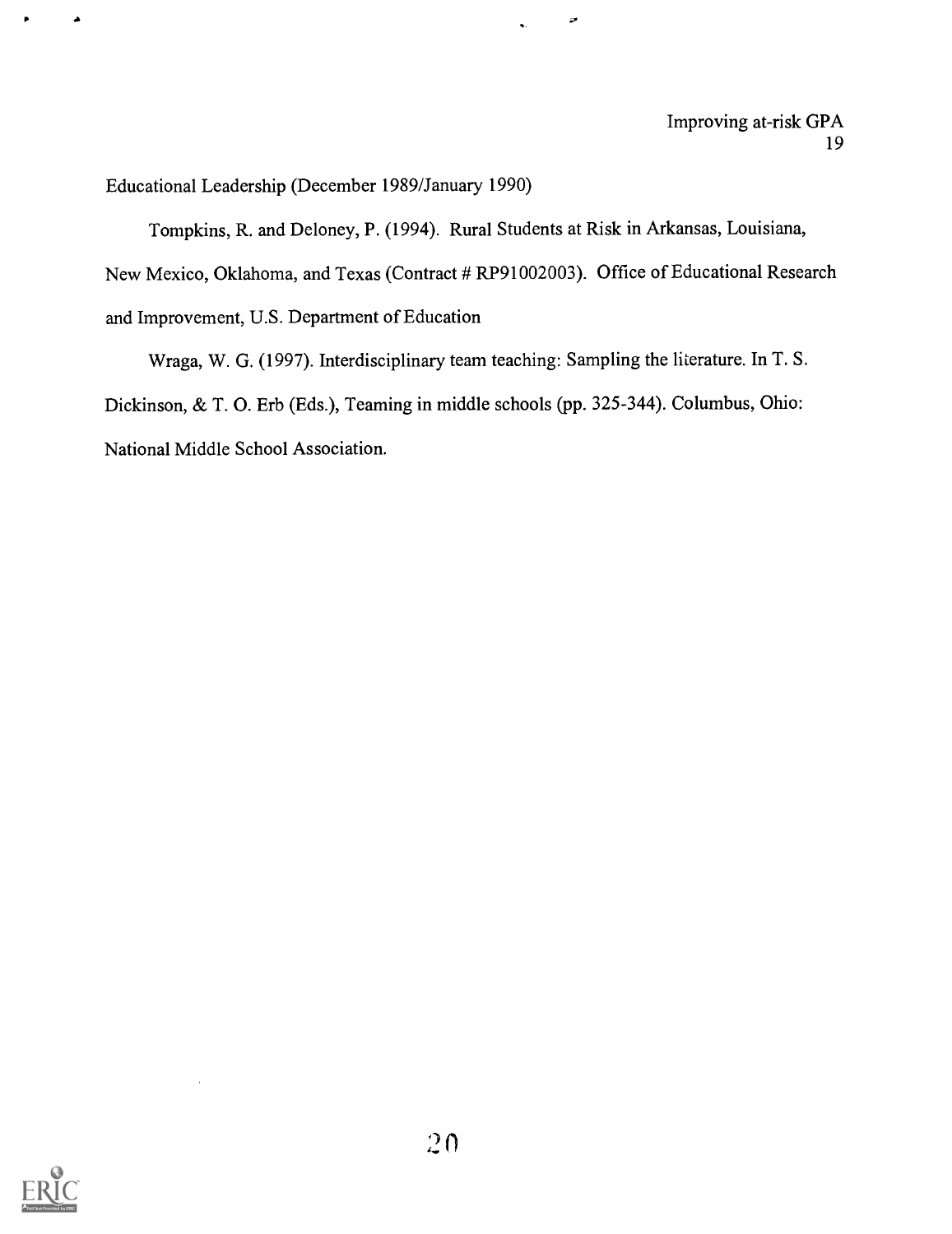Educational Leadership (December 1989/January 1990)

Tompkins, R. and Deloney, P. (1994). Rural Students at Risk in Arkansas, Louisiana, New Mexico, Oklahoma, and Texas (Contract # RP91002003). Office of Educational Research and Improvement, U.S. Department of Education

Wraga, W. G. (1997). Interdisciplinary team teaching: Sampling the literature. In T. S. Dickinson, & T. O. Erb (Eds.), Teaming in middle schools (pp. 325-344). Columbus, Ohio: National Middle School Association.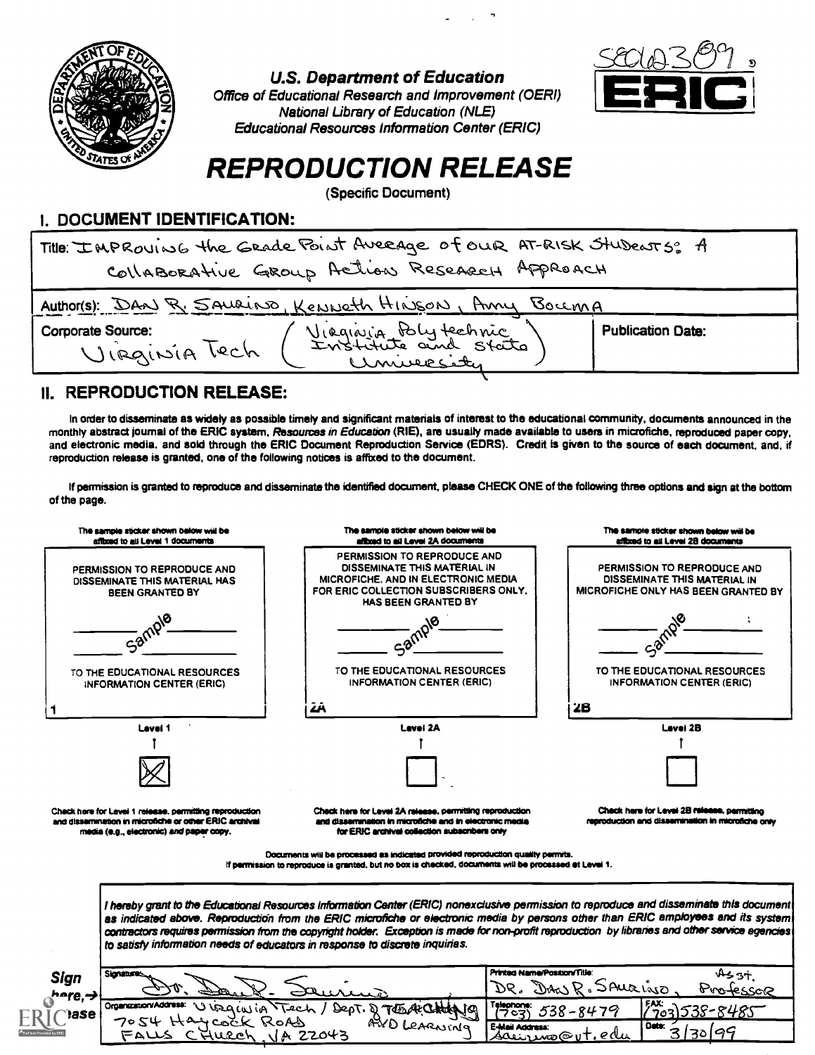U.S. Department of Education
Office of Educational Research and Improvement (OERI)
National Library of Education (NLE)
Educational Resources Information Center (ERIC)

SE062309

ERIC

# REPRODUCTION RELEASE

(Specific Document)

## I. DOCUMENT IDENTIFICATION:

Title: IMPROVING the Grade Point Average of our AT-RISK Students: A Collaborative Group Action Research Approach

Author(s): DAN R. SAURINO, Kenneth Hinson, Amy Bouma

Corporate Source: Virginia Tech (Virginia Polytechnic Institute and State University)

Publication Date:

## II. REPRODUCTION RELEASE:

In order to disseminate as widely as possible timely and significant materials of interest to the educational community, documents announced in the monthly abstract journal of the ERIC system, *Resources in Education* (RIE), are usually made available to users in microfiche, reproduced paper copy, and electronic media, and sold through the ERIC Document Reproduction Service (EDRS). Credit is given to the source of each document, and, if reproduction release is granted, one of the following notices is affixed to the document.

If permission is granted to reproduce and disseminate the identified document, please CHECK ONE of the following three options and sign at the bottom of the page.

| The sample sticker shown below will be affixed to all Level 1 documents | The sample sticker shown below will be affixed to all Level 2A documents | The sample sticker shown below will be affixed to all Level 2B documents |
|---|---|---|
| PERMISSION TO REPRODUCE AND DISSEMINATE THIS MATERIAL HAS BEEN GRANTED BY<br>Sample<br>TO THE EDUCATIONAL RESOURCES INFORMATION CENTER (ERIC) | PERMISSION TO REPRODUCE AND DISSEMINATE THIS MATERIAL IN MICROFICHE, AND IN ELECTRONIC MEDIA FOR ERIC COLLECTION SUBSCRIBERS ONLY, HAS BEEN GRANTED BY<br>Sample<br>TO THE EDUCATIONAL RESOURCES INFORMATION CENTER (ERIC) | PERMISSION TO REPRODUCE AND DISSEMINATE THIS MATERIAL IN MICROFICHE ONLY HAS BEEN GRANTED BY<br>Sample<br>TO THE EDUCATIONAL RESOURCES INFORMATION CENTER (ERIC) |
| 1 | 2A | 2B |
| Level 1 | Level 2A | Level 2B |
| [X] | [ ] | [ ] |
| Check here for Level 1 release, permitting reproduction and dissemination in microfiche or other ERIC archival media (e.g., electronic) *and* paper copy. | Check here for Level 2A release, permitting reproduction and dissemination in microfiche and in electronic media for ERIC archival collection subscribers only | Check here for Level 2B release, permitting reproduction and dissemination in microfiche only |

Documents will be processed as indicated provided reproduction quality permits.
If permission to reproduce is granted, but no box is checked, documents will be processed at Level 1.

*I hereby grant to the Educational Resources Information Center (ERIC) nonexclusive permission to reproduce and disseminate this document as indicated above. Reproduction from the ERIC microfiche or electronic media by persons other than ERIC employees and its system contractors requires permission from the copyright holder. Exception is made for non-profit reproduction by libraries and other service agencies to satisfy information needs of educators in response to discrete inquiries.*

**Sign here, → please**

| Signature: Dr. Dan R. Saurino | Printed Name/Position/Title: DR. DAN R. SAURINO, Asst. Professor | |
|---|---|---|
| Organization/Address: Virginia Tech / Dept. of Teaching and Learning<br>7054 Haycock Road<br>Falls Church, VA 22043 | Telephone: (703) 538-8479 | FAX: (703) 538-8485 |
| | E-Mail Address: saurino@vt.edu | Date: 3/30/99 |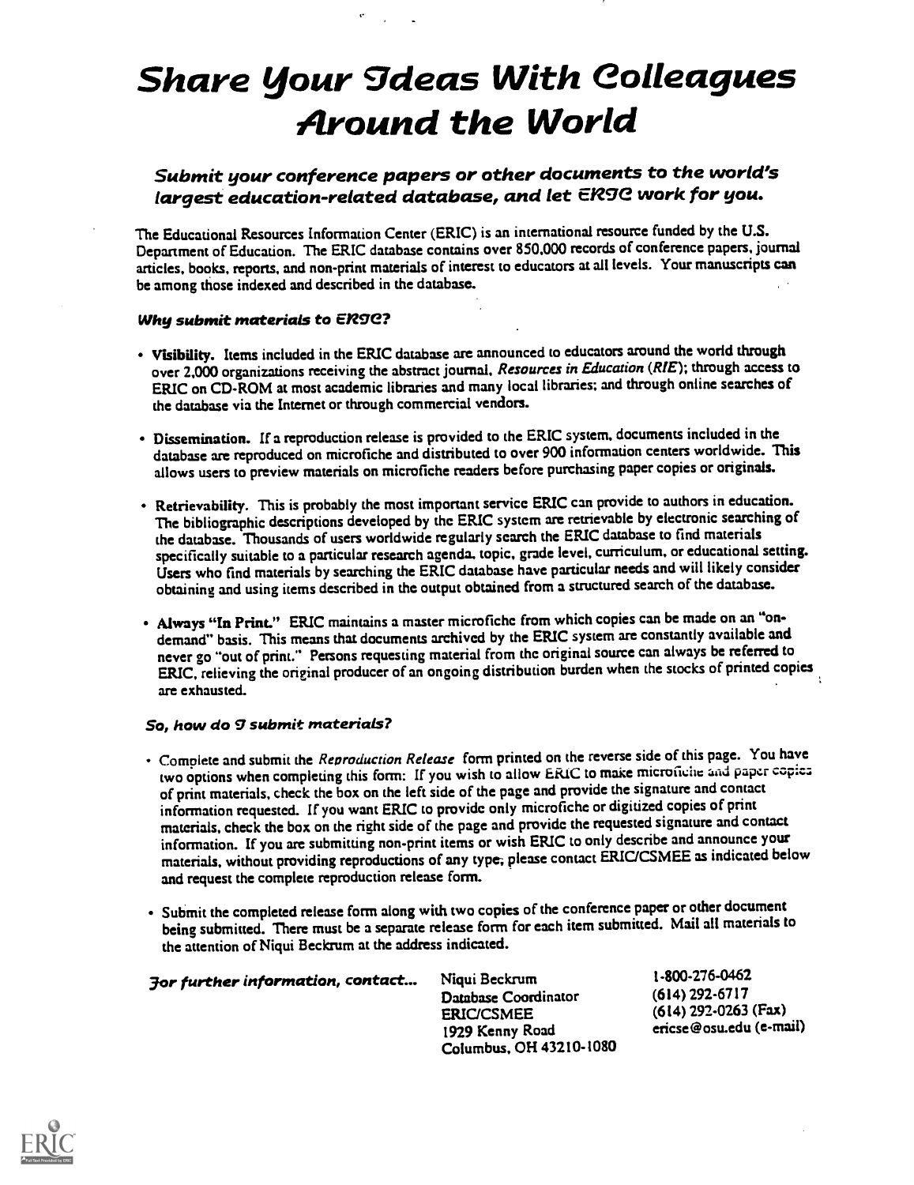# *Share Your Ideas With Colleagues Around the World*

### *Submit your conference papers or other documents to the world's largest education-related database, and let ERIC work for you.*

The Educational Resources Information Center (ERIC) is an international resource funded by the U.S. Department of Education. The ERIC database contains over 850,000 records of conference papers, journal articles, books, reports, and non-print materials of interest to educators at all levels. Your manuscripts can be among those indexed and described in the database.

#### *Why submit materials to ERIC?*

- **Visibility.** Items included in the ERIC database are announced to educators around the world through over 2,000 organizations receiving the abstract journal, *Resources in Education* (*RIE*); through access to ERIC on CD-ROM at most academic libraries and many local libraries; and through online searches of the database via the Internet or through commercial vendors.

- **Dissemination.** If a reproduction release is provided to the ERIC system, documents included in the database are reproduced on microfiche and distributed to over 900 information centers worldwide. This allows users to preview materials on microfiche readers before purchasing paper copies or originals.

- **Retrievability.** This is probably the most important service ERIC can provide to authors in education. The bibliographic descriptions developed by the ERIC system are retrievable by electronic searching of the database. Thousands of users worldwide regularly search the ERIC database to find materials specifically suitable to a particular research agenda, topic, grade level, curriculum, or educational setting. Users who find materials by searching the ERIC database have particular needs and will likely consider obtaining and using items described in the output obtained from a structured search of the database.

- **Always "In Print."** ERIC maintains a master microfiche from which copies can be made on an "on-demand" basis. This means that documents archived by the ERIC system are constantly available and never go "out of print." Persons requesting material from the original source can always be referred to ERIC, relieving the original producer of an ongoing distribution burden when the stocks of printed copies are exhausted.

#### *So, how do I submit materials?*

- Complete and submit the *Reproduction Release* form printed on the reverse side of this page. You have two options when completing this form: If you wish to allow ERIC to make microfiche and paper copies of print materials, check the box on the left side of the page and provide the signature and contact information requested. If you want ERIC to provide only microfiche or digitized copies of print materials, check the box on the right side of the page and provide the requested signature and contact information. If you are submitting non-print items or wish ERIC to only describe and announce your materials, without providing reproductions of any type, please contact ERIC/CSMEE as indicated below and request the complete reproduction release form.

- Submit the completed release form along with two copies of the conference paper or other document being submitted. There must be a separate release form for each item submitted. Mail all materials to the attention of Niqui Beckrum at the address indicated.

*For further information, contact...*

Niqui Beckrum
Database Coordinator
ERIC/CSMEE
1929 Kenny Road
Columbus, OH 43210-1080

1-800-276-0462
(614) 292-6717
(614) 292-0263 (Fax)
ericse@osu.edu (e-mail)